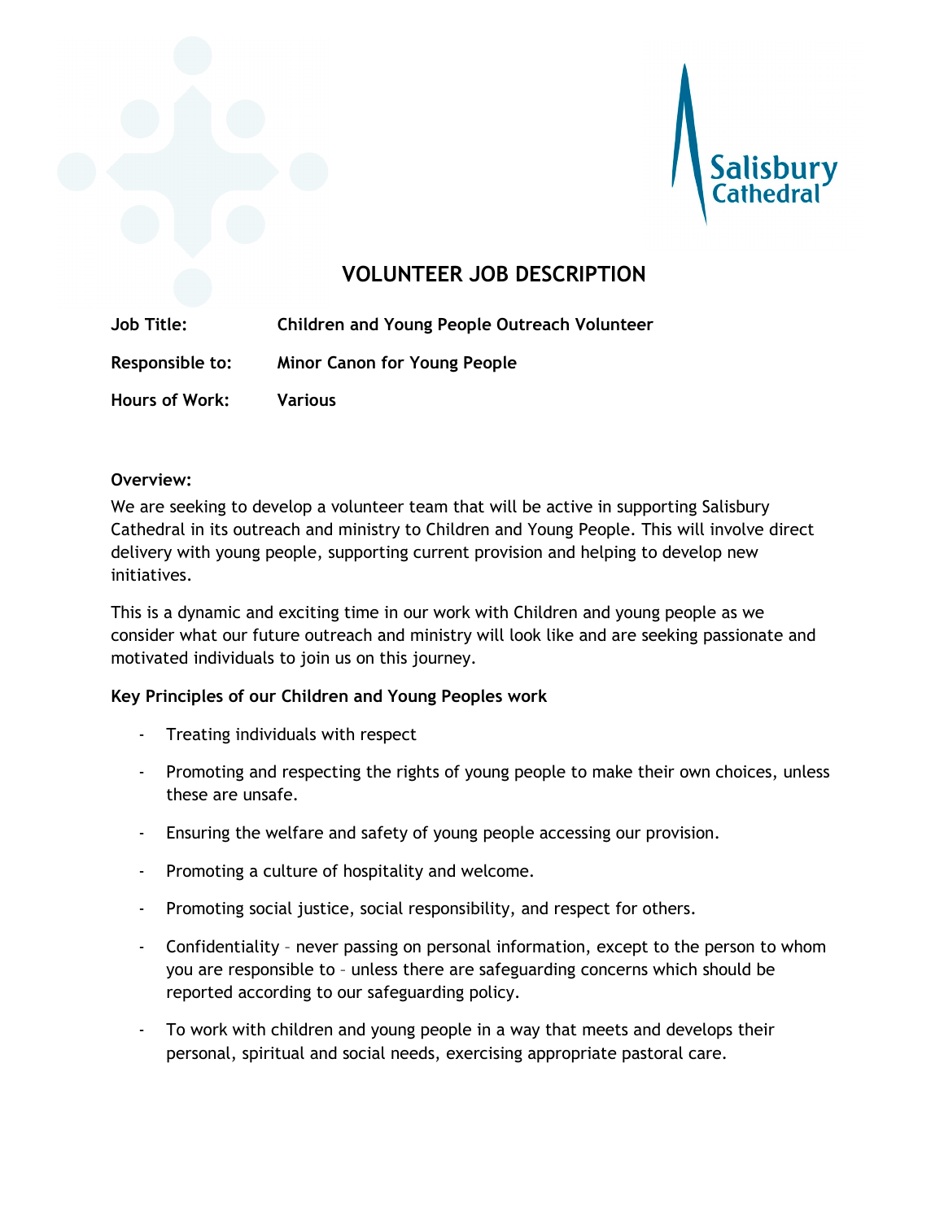Salisbury Cathedral

# VOLUNTEER JOB DESCRIPTION

**Job Title:** **Children and Young People Outreach Volunteer**

**Responsible to:** **Minor Canon for Young People**

**Hours of Work:** **Various**

**Overview:**

We are seeking to develop a volunteer team that will be active in supporting Salisbury Cathedral in its outreach and ministry to Children and Young People. This will involve direct delivery with young people, supporting current provision and helping to develop new initiatives.

This is a dynamic and exciting time in our work with Children and young people as we consider what our future outreach and ministry will look like and are seeking passionate and motivated individuals to join us on this journey.

**Key Principles of our Children and Young Peoples work**

- Treating individuals with respect
- Promoting and respecting the rights of young people to make their own choices, unless these are unsafe.
- Ensuring the welfare and safety of young people accessing our provision.
- Promoting a culture of hospitality and welcome.
- Promoting social justice, social responsibility, and respect for others.
- Confidentiality – never passing on personal information, except to the person to whom you are responsible to – unless there are safeguarding concerns which should be reported according to our safeguarding policy.
- To work with children and young people in a way that meets and develops their personal, spiritual and social needs, exercising appropriate pastoral care.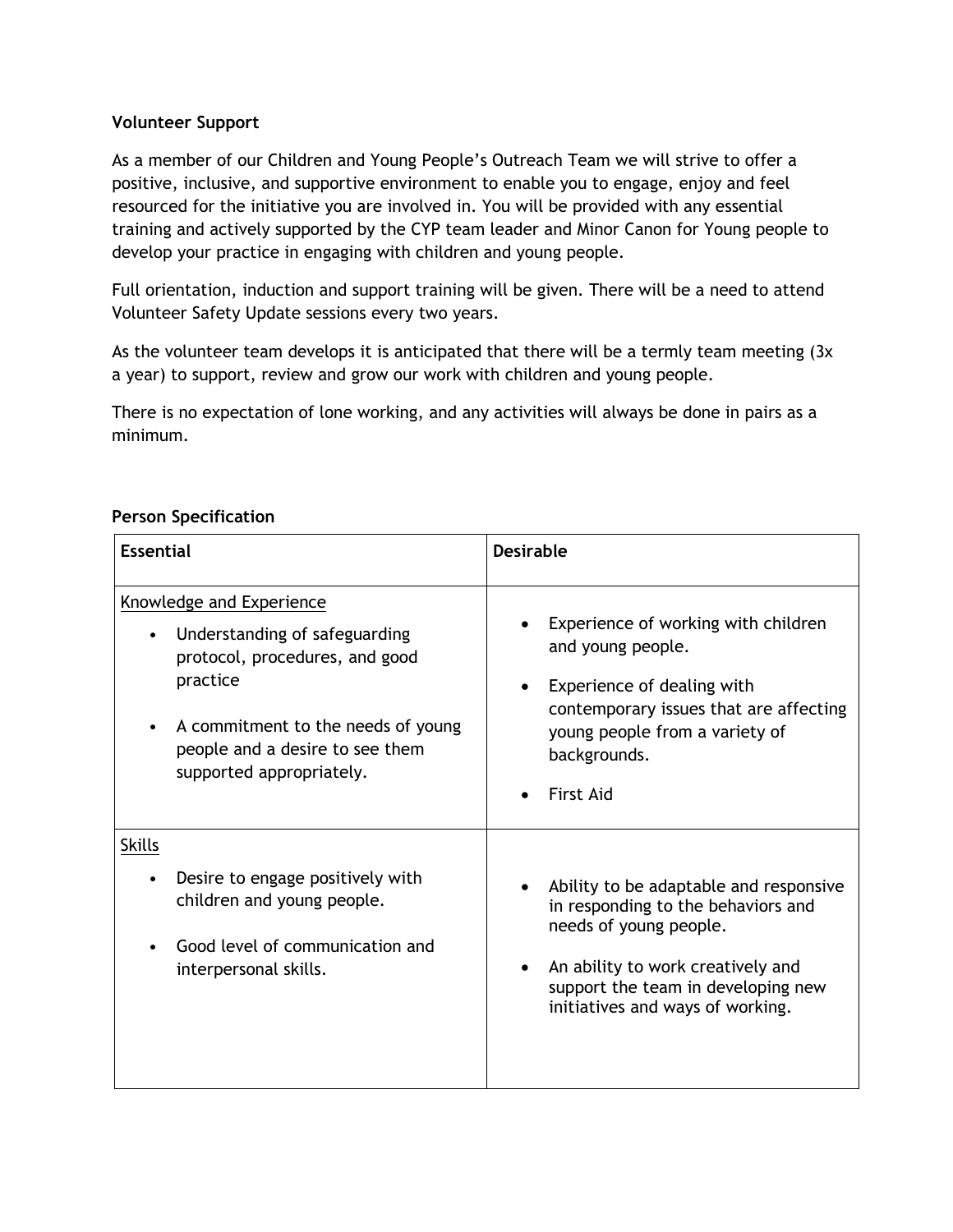**Volunteer Support**

As a member of our Children and Young People's Outreach Team we will strive to offer a positive, inclusive, and supportive environment to enable you to engage, enjoy and feel resourced for the initiative you are involved in. You will be provided with any essential training and actively supported by the CYP team leader and Minor Canon for Young people to develop your practice in engaging with children and young people.

Full orientation, induction and support training will be given. There will be a need to attend Volunteer Safety Update sessions every two years.

As the volunteer team develops it is anticipated that there will be a termly team meeting (3x a year) to support, review and grow our work with children and young people.

There is no expectation of lone working, and any activities will always be done in pairs as a minimum.

**Person Specification**

| **Essential** | **Desirable** |
|---|---|
| <u>Knowledge and Experience</u><br>• Understanding of safeguarding protocol, procedures, and good practice<br>• A commitment to the needs of young people and a desire to see them supported appropriately. | • Experience of working with children and young people.<br>• Experience of dealing with contemporary issues that are affecting young people from a variety of backgrounds.<br>• First Aid |
| <u>Skills</u><br>• Desire to engage positively with children and young people.<br>• Good level of communication and interpersonal skills. | • Ability to be adaptable and responsive in responding to the behaviors and needs of young people.<br>• An ability to work creatively and support the team in developing new initiatives and ways of working. |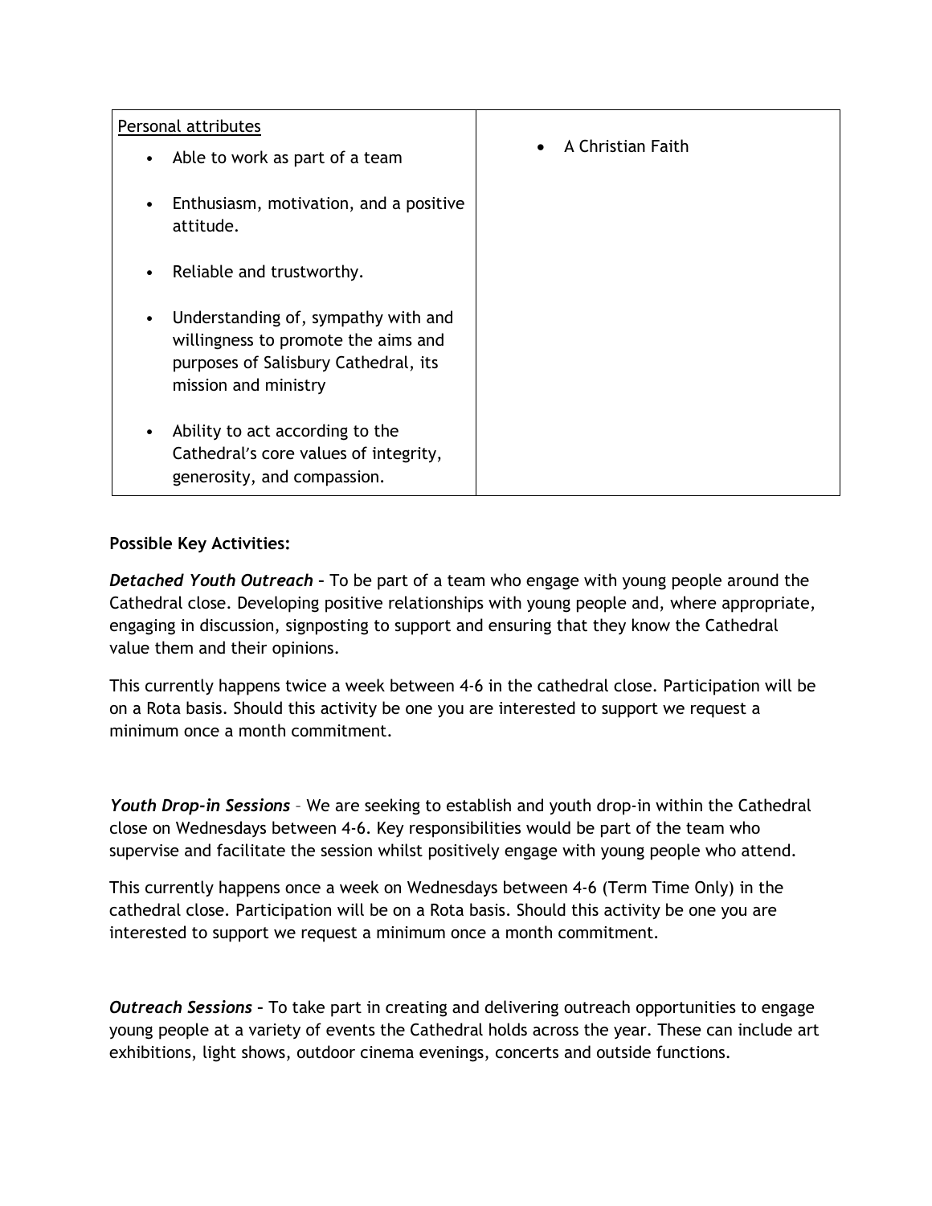| Personal attributes<br>• Able to work as part of a team<br>• Enthusiasm, motivation, and a positive attitude.<br>• Reliable and trustworthy.<br>• Understanding of, sympathy with and willingness to promote the aims and purposes of Salisbury Cathedral, its mission and ministry<br>• Ability to act according to the Cathedral's core values of integrity, generosity, and compassion. | • A Christian Faith |
|---|---|

**Possible Key Activities:**

***Detached Youth Outreach*** **–** To be part of a team who engage with young people around the Cathedral close. Developing positive relationships with young people and, where appropriate, engaging in discussion, signposting to support and ensuring that they know the Cathedral value them and their opinions.

This currently happens twice a week between 4-6 in the cathedral close. Participation will be on a Rota basis. Should this activity be one you are interested to support we request a minimum once a month commitment.

***Youth Drop-in Sessions*** – We are seeking to establish and youth drop-in within the Cathedral close on Wednesdays between 4-6. Key responsibilities would be part of the team who supervise and facilitate the session whilst positively engage with young people who attend.

This currently happens once a week on Wednesdays between 4-6 (Term Time Only) in the cathedral close. Participation will be on a Rota basis. Should this activity be one you are interested to support we request a minimum once a month commitment.

***Outreach Sessions*** **–** To take part in creating and delivering outreach opportunities to engage young people at a variety of events the Cathedral holds across the year. These can include art exhibitions, light shows, outdoor cinema evenings, concerts and outside functions.